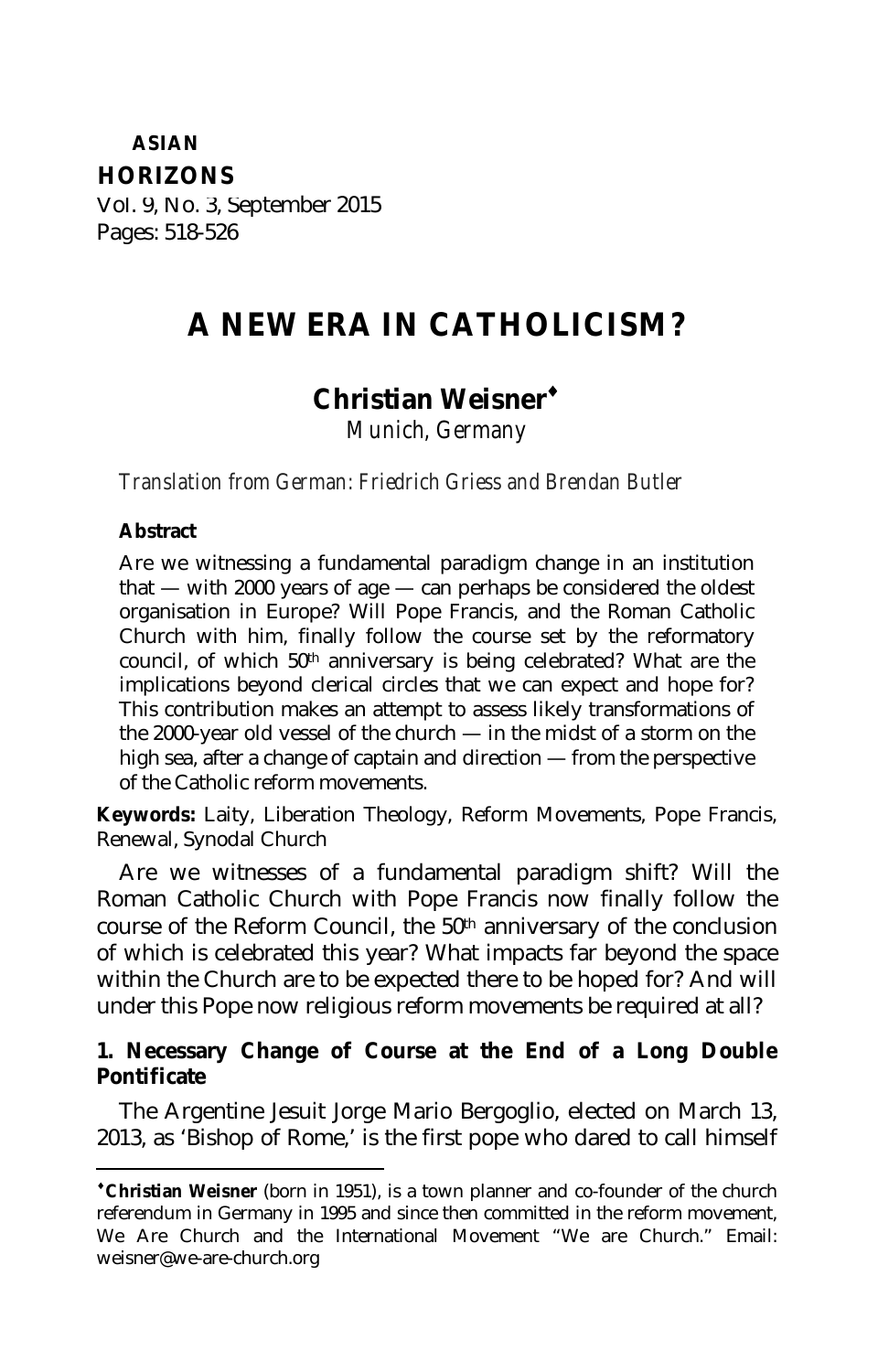# A NEW ERA IN CATHOLICISM?

## Christian Weisner♦

*Munich, Germany*

*Translation from German: Friedrich Griess and Brendan Butler*

**Abstract**

Are we witnessing a fundamental paradigm change in an institution that — with 2000 years of age — can perhaps be considered the oldest organisation in Europe? Will Pope Francis, and the Roman Catholic Church with him, finally follow the course set by the reformatory council, of which 50th anniversary is being celebrated? What are the implications beyond clerical circles that we can expect and hope for? This contribution makes an attempt to assess likely transformations of the 2000-year old vessel of the church — in the midst of a storm on the high sea, after a change of captain and direction — from the perspective of the Catholic reform movements.

**Keywords:** Laity, Liberation Theology, Reform Movements, Pope Francis, Renewal, Synodal Church

Are we witnesses of a fundamental paradigm shift? Will the Roman Catholic Church with Pope Francis now finally follow the course of the Reform Council, the 50th anniversary of the conclusion of which is celebrated this year? What impacts far beyond the space within the Church are to be expected there to be hoped for? And will under this Pope now religious reform movements be required at all?

### 1. Necessary Change of Course at the End of a Long Double Pontificate

The Argentine Jesuit Jorge Mario Bergoglio, elected on March 13, 2013, as 'Bishop of Rome,' is the first pope who dared to call himself

---

♦**Christian Weisner** (born in 1951), is a town planner and co-founder of the church referendum in Germany in 1995 and since then committed in the reform movement, We Are Church and the International Movement "We are Church." Email: weisner@we-are-church.org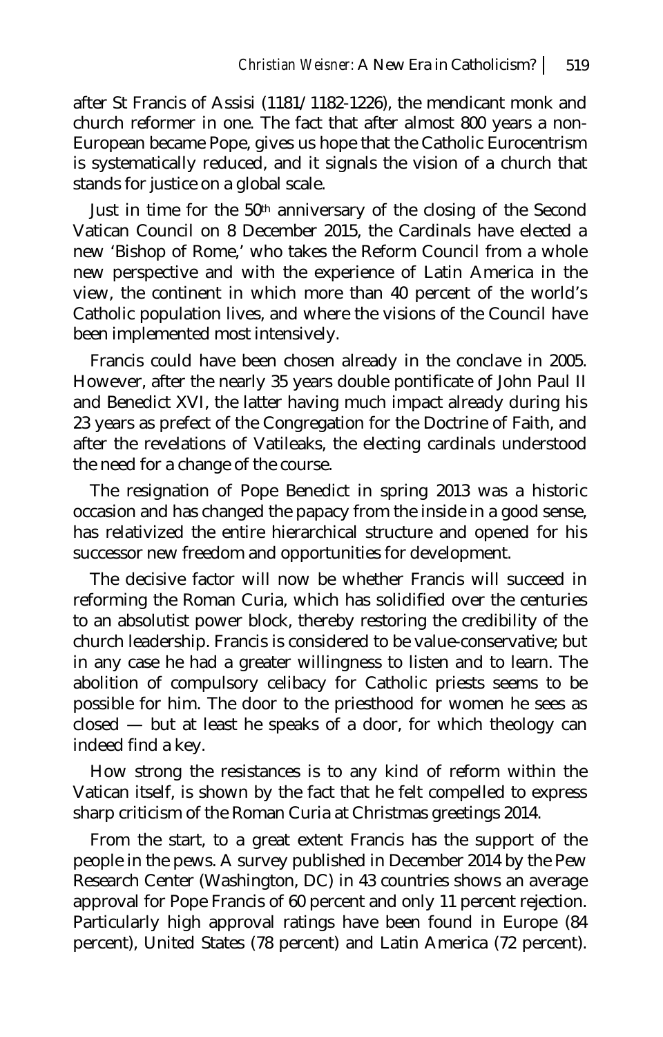after St Francis of Assisi (1181/1182-1226), the mendicant monk and church reformer in one. The fact that after almost 800 years a non-European became Pope, gives us hope that the Catholic Eurocentrism is systematically reduced, and it signals the vision of a church that stands for justice on a global scale.

Just in time for the 50th anniversary of the closing of the Second Vatican Council on 8 December 2015, the Cardinals have elected a new 'Bishop of Rome,' who takes the Reform Council from a whole new perspective and with the experience of Latin America in the view, the continent in which more than 40 percent of the world's Catholic population lives, and where the visions of the Council have been implemented most intensively.

Francis could have been chosen already in the conclave in 2005. However, after the nearly 35 years double pontificate of John Paul II and Benedict XVI, the latter having much impact already during his 23 years as prefect of the Congregation for the Doctrine of Faith, and after the revelations of Vatileaks, the electing cardinals understood the need for a change of the course.

The resignation of Pope Benedict in spring 2013 was a historic occasion and has changed the papacy from the inside in a good sense, has relativized the entire hierarchical structure and opened for his successor new freedom and opportunities for development.

The decisive factor will now be whether Francis will succeed in reforming the Roman Curia, which has solidified over the centuries to an absolutist power block, thereby restoring the credibility of the church leadership. Francis is considered to be value-conservative; but in any case he had a greater willingness to listen and to learn. The abolition of compulsory celibacy for Catholic priests seems to be possible for him. The door to the priesthood for women he sees as closed — but at least he speaks of a door, for which theology can indeed find a key.

How strong the resistances is to any kind of reform within the Vatican itself, is shown by the fact that he felt compelled to express sharp criticism of the Roman Curia at Christmas greetings 2014.

From the start, to a great extent Francis has the support of the people in the pews. A survey published in December 2014 by the Pew Research Center (Washington, DC) in 43 countries shows an average approval for Pope Francis of 60 percent and only 11 percent rejection. Particularly high approval ratings have been found in Europe (84 percent), United States (78 percent) and Latin America (72 percent).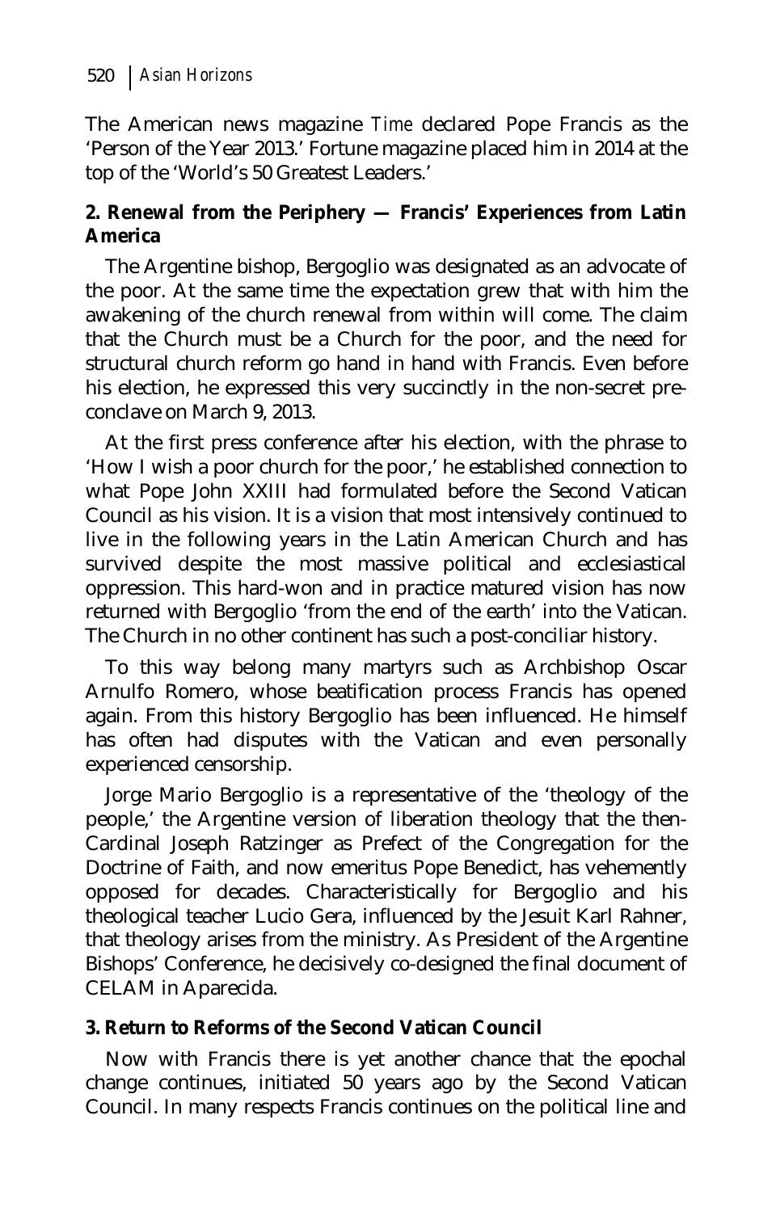The American news magazine *Time* declared Pope Francis as the 'Person of the Year 2013.' Fortune magazine placed him in 2014 at the top of the 'World's 50 Greatest Leaders.'

**2. Renewal from the Periphery — Francis' Experiences from Latin America**

The Argentine bishop, Bergoglio was designated as an advocate of the poor. At the same time the expectation grew that with him the awakening of the church renewal from within will come. The claim that the Church must be a Church for the poor, and the need for structural church reform go hand in hand with Francis. Even before his election, he expressed this very succinctly in the non-secret pre-conclave on March 9, 2013.

At the first press conference after his election, with the phrase to 'How I wish a poor church for the poor,' he established connection to what Pope John XXIII had formulated before the Second Vatican Council as his vision. It is a vision that most intensively continued to live in the following years in the Latin American Church and has survived despite the most massive political and ecclesiastical oppression. This hard-won and in practice matured vision has now returned with Bergoglio 'from the end of the earth' into the Vatican. The Church in no other continent has such a post-conciliar history.

To this way belong many martyrs such as Archbishop Oscar Arnulfo Romero, whose beatification process Francis has opened again. From this history Bergoglio has been influenced. He himself has often had disputes with the Vatican and even personally experienced censorship.

Jorge Mario Bergoglio is a representative of the 'theology of the people,' the Argentine version of liberation theology that the then-Cardinal Joseph Ratzinger as Prefect of the Congregation for the Doctrine of Faith, and now emeritus Pope Benedict, has vehemently opposed for decades. Characteristically for Bergoglio and his theological teacher Lucio Gera, influenced by the Jesuit Karl Rahner, that theology arises from the ministry. As President of the Argentine Bishops' Conference, he decisively co-designed the final document of CELAM in Aparecida.

**3. Return to Reforms of the Second Vatican Council**

Now with Francis there is yet another chance that the epochal change continues, initiated 50 years ago by the Second Vatican Council. In many respects Francis continues on the political line and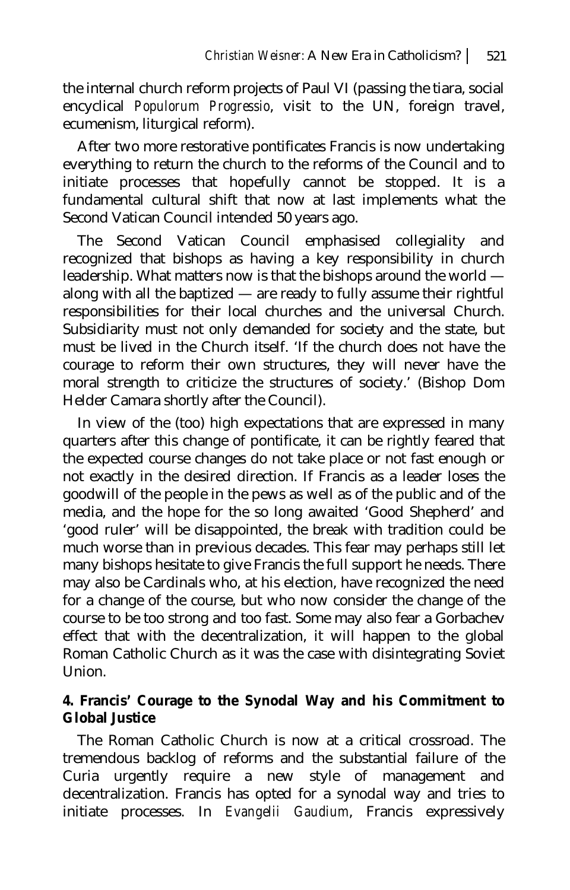the internal church reform projects of Paul VI (passing the tiara, social encyclical *Populorum Progressio*, visit to the UN, foreign travel, ecumenism, liturgical reform).

After two more restorative pontificates Francis is now undertaking everything to return the church to the reforms of the Council and to initiate processes that hopefully cannot be stopped. It is a fundamental cultural shift that now at last implements what the Second Vatican Council intended 50 years ago.

The Second Vatican Council emphasised collegiality and recognized that bishops as having a key responsibility in church leadership. What matters now is that the bishops around the world — along with all the baptized — are ready to fully assume their rightful responsibilities for their local churches and the universal Church. Subsidiarity must not only demanded for society and the state, but must be lived in the Church itself. 'If the church does not have the courage to reform their own structures, they will never have the moral strength to criticize the structures of society.' (Bishop Dom Helder Camara shortly after the Council).

In view of the (too) high expectations that are expressed in many quarters after this change of pontificate, it can be rightly feared that the expected course changes do not take place or not fast enough or not exactly in the desired direction. If Francis as a leader loses the goodwill of the people in the pews as well as of the public and of the media, and the hope for the so long awaited 'Good Shepherd' and 'good ruler' will be disappointed, the break with tradition could be much worse than in previous decades. This fear may perhaps still let many bishops hesitate to give Francis the full support he needs. There may also be Cardinals who, at his election, have recognized the need for a change of the course, but who now consider the change of the course to be too strong and too fast. Some may also fear a Gorbachev effect that with the decentralization, it will happen to the global Roman Catholic Church as it was the case with disintegrating Soviet Union.

**4. Francis' Courage to the Synodal Way and his Commitment to Global Justice**

The Roman Catholic Church is now at a critical crossroad. The tremendous backlog of reforms and the substantial failure of the Curia urgently require a new style of management and decentralization. Francis has opted for a synodal way and tries to initiate processes. In *Evangelii Gaudium*, Francis expressively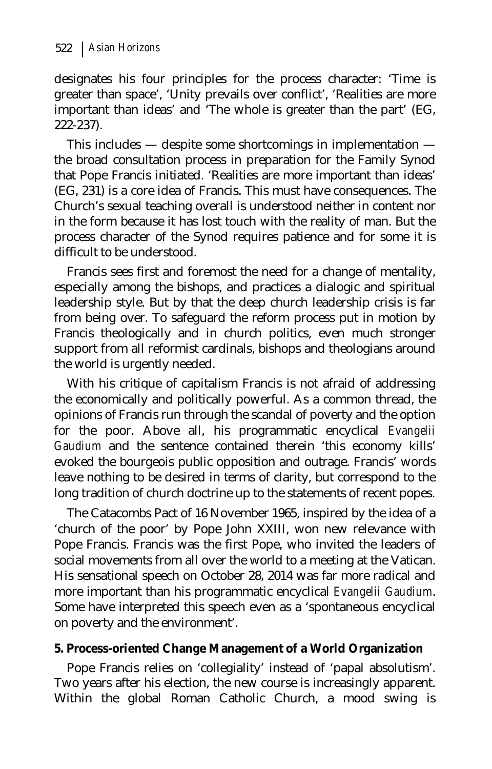designates his four principles for the process character: 'Time is greater than space', 'Unity prevails over conflict', 'Realities are more important than ideas' and 'The whole is greater than the part' (EG, 222-237).

This includes — despite some shortcomings in implementation — the broad consultation process in preparation for the Family Synod that Pope Francis initiated. 'Realities are more important than ideas' (EG, 231) is a core idea of Francis. This must have consequences. The Church's sexual teaching overall is understood neither in content nor in the form because it has lost touch with the reality of man. But the process character of the Synod requires patience and for some it is difficult to be understood.

Francis sees first and foremost the need for a change of mentality, especially among the bishops, and practices a dialogic and spiritual leadership style. But by that the deep church leadership crisis is far from being over. To safeguard the reform process put in motion by Francis theologically and in church politics, even much stronger support from all reformist cardinals, bishops and theologians around the world is urgently needed.

With his critique of capitalism Francis is not afraid of addressing the economically and politically powerful. As a common thread, the opinions of Francis run through the scandal of poverty and the option for the poor. Above all, his programmatic encyclical *Evangelii Gaudium* and the sentence contained therein 'this economy kills' evoked the bourgeois public opposition and outrage. Francis' words leave nothing to be desired in terms of clarity, but correspond to the long tradition of church doctrine up to the statements of recent popes.

The Catacombs Pact of 16 November 1965, inspired by the idea of a 'church of the poor' by Pope John XXIII, won new relevance with Pope Francis. Francis was the first Pope, who invited the leaders of social movements from all over the world to a meeting at the Vatican. His sensational speech on October 28, 2014 was far more radical and more important than his programmatic encyclical *Evangelii Gaudium*. Some have interpreted this speech even as a 'spontaneous encyclical on poverty and the environment'.

**5. Process-oriented Change Management of a World Organization**

Pope Francis relies on 'collegiality' instead of 'papal absolutism'. Two years after his election, the new course is increasingly apparent. Within the global Roman Catholic Church, a mood swing is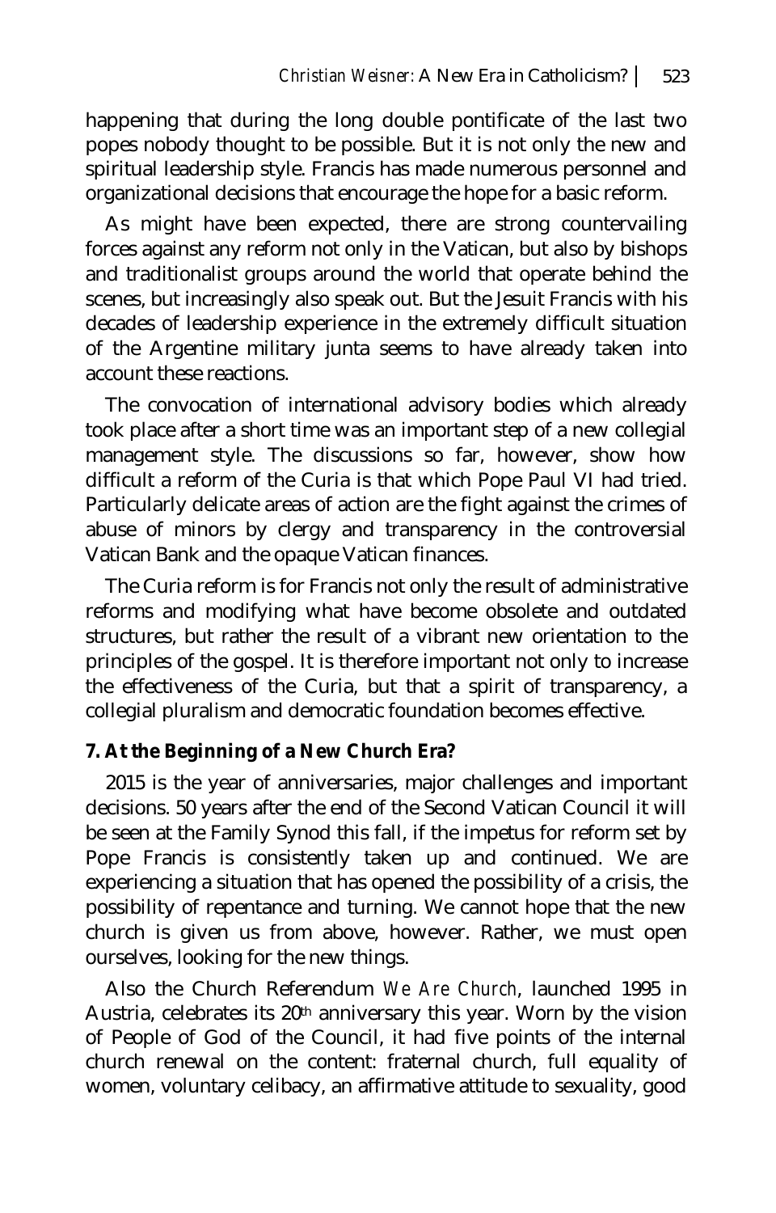happening that during the long double pontificate of the last two popes nobody thought to be possible. But it is not only the new and spiritual leadership style. Francis has made numerous personnel and organizational decisions that encourage the hope for a basic reform.

As might have been expected, there are strong countervailing forces against any reform not only in the Vatican, but also by bishops and traditionalist groups around the world that operate behind the scenes, but increasingly also speak out. But the Jesuit Francis with his decades of leadership experience in the extremely difficult situation of the Argentine military junta seems to have already taken into account these reactions.

The convocation of international advisory bodies which already took place after a short time was an important step of a new collegial management style. The discussions so far, however, show how difficult a reform of the Curia is that which Pope Paul VI had tried. Particularly delicate areas of action are the fight against the crimes of abuse of minors by clergy and transparency in the controversial Vatican Bank and the opaque Vatican finances.

The Curia reform is for Francis not only the result of administrative reforms and modifying what have become obsolete and outdated structures, but rather the result of a vibrant new orientation to the principles of the gospel. It is therefore important not only to increase the effectiveness of the Curia, but that a spirit of transparency, a collegial pluralism and democratic foundation becomes effective.

## 7. At the Beginning of a New Church Era?

2015 is the year of anniversaries, major challenges and important decisions. 50 years after the end of the Second Vatican Council it will be seen at the Family Synod this fall, if the impetus for reform set by Pope Francis is consistently taken up and continued. We are experiencing a situation that has opened the possibility of a crisis, the possibility of repentance and turning. We cannot hope that the new church is given us from above, however. Rather, we must open ourselves, looking for the new things.

Also the Church Referendum *We Are Church*, launched 1995 in Austria, celebrates its 20th anniversary this year. Worn by the vision of People of God of the Council, it had five points of the internal church renewal on the content: fraternal church, full equality of women, voluntary celibacy, an affirmative attitude to sexuality, good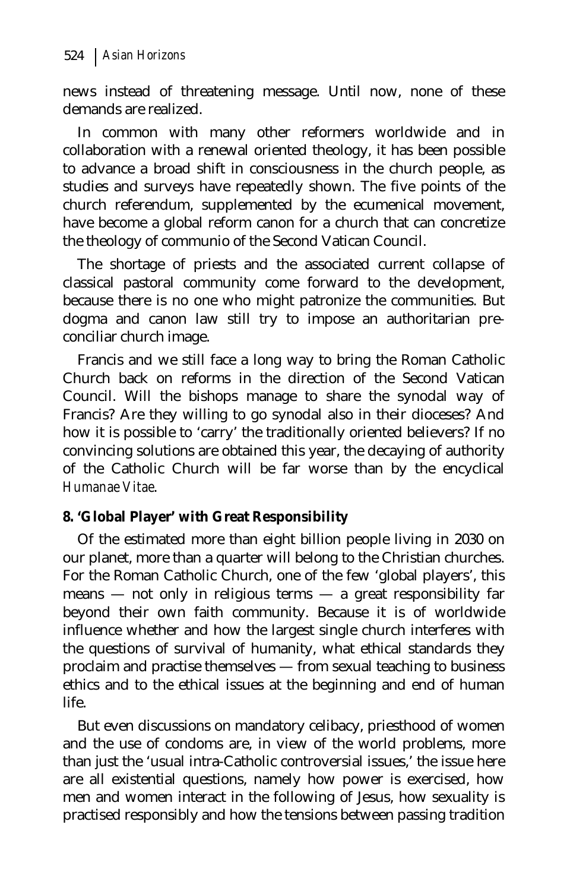news instead of threatening message. Until now, none of these demands are realized.

In common with many other reformers worldwide and in collaboration with a renewal oriented theology, it has been possible to advance a broad shift in consciousness in the church people, as studies and surveys have repeatedly shown. The five points of the church referendum, supplemented by the ecumenical movement, have become a global reform canon for a church that can concretize the theology of communio of the Second Vatican Council.

The shortage of priests and the associated current collapse of classical pastoral community come forward to the development, because there is no one who might patronize the communities. But dogma and canon law still try to impose an authoritarian pre-conciliar church image.

Francis and we still face a long way to bring the Roman Catholic Church back on reforms in the direction of the Second Vatican Council. Will the bishops manage to share the synodal way of Francis? Are they willing to go synodal also in their dioceses? And how it is possible to 'carry' the traditionally oriented believers? If no convincing solutions are obtained this year, the decaying of authority of the Catholic Church will be far worse than by the encyclical *Humanae Vitae*.

**8. 'Global Player' with Great Responsibility**

Of the estimated more than eight billion people living in 2030 on our planet, more than a quarter will belong to the Christian churches. For the Roman Catholic Church, one of the few 'global players', this means — not only in religious terms — a great responsibility far beyond their own faith community. Because it is of worldwide influence whether and how the largest single church interferes with the questions of survival of humanity, what ethical standards they proclaim and practise themselves — from sexual teaching to business ethics and to the ethical issues at the beginning and end of human life.

But even discussions on mandatory celibacy, priesthood of women and the use of condoms are, in view of the world problems, more than just the 'usual intra-Catholic controversial issues,' the issue here are all existential questions, namely how power is exercised, how men and women interact in the following of Jesus, how sexuality is practised responsibly and how the tensions between passing tradition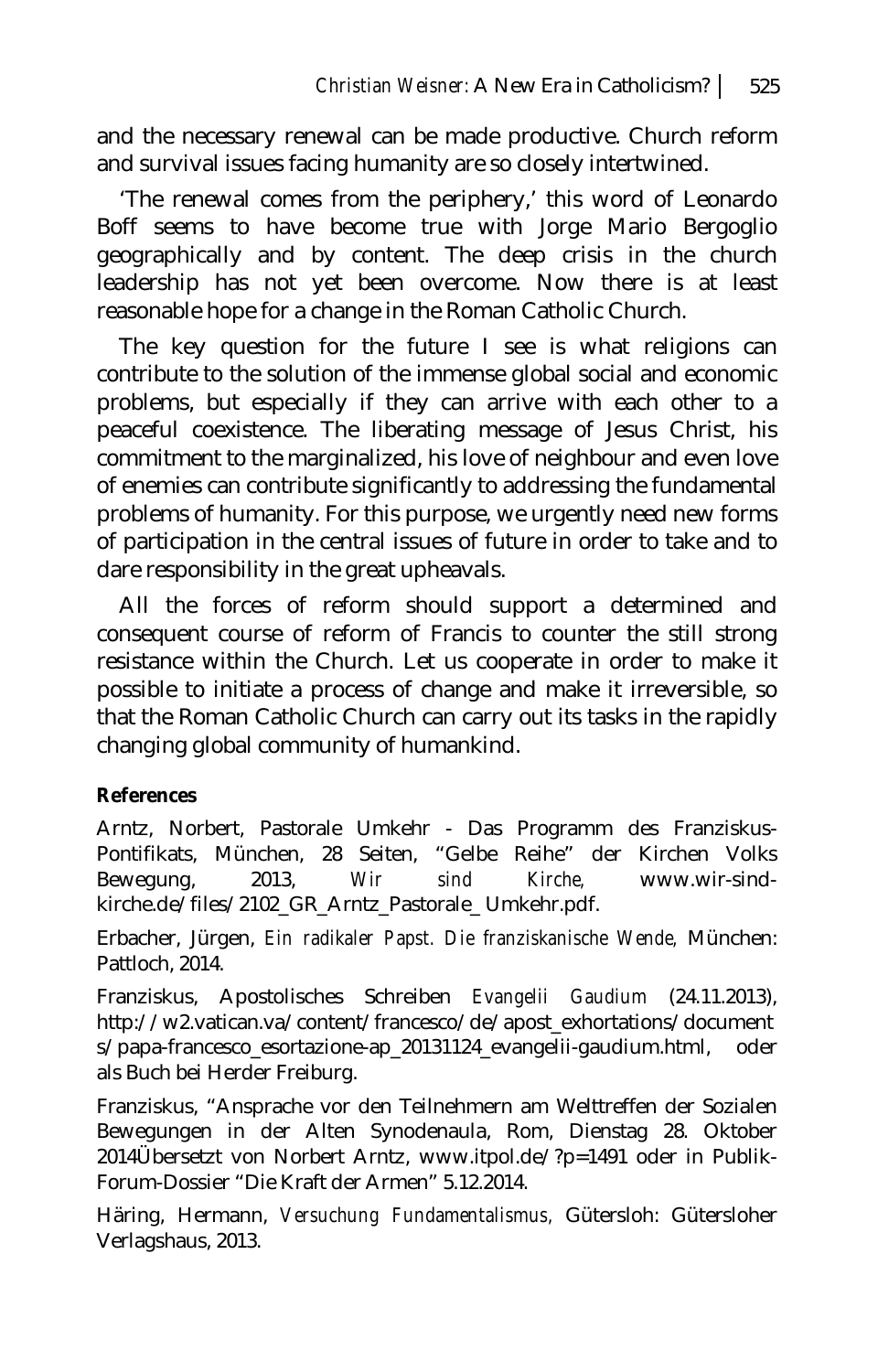and the necessary renewal can be made productive. Church reform and survival issues facing humanity are so closely intertwined.

'The renewal comes from the periphery,' this word of Leonardo Boff seems to have become true with Jorge Mario Bergoglio geographically and by content. The deep crisis in the church leadership has not yet been overcome. Now there is at least reasonable hope for a change in the Roman Catholic Church.

The key question for the future I see is what religions can contribute to the solution of the immense global social and economic problems, but especially if they can arrive with each other to a peaceful coexistence. The liberating message of Jesus Christ, his commitment to the marginalized, his love of neighbour and even love of enemies can contribute significantly to addressing the fundamental problems of humanity. For this purpose, we urgently need new forms of participation in the central issues of future in order to take and to dare responsibility in the great upheavals.

All the forces of reform should support a determined and consequent course of reform of Francis to counter the still strong resistance within the Church. Let us cooperate in order to make it possible to initiate a process of change and make it irreversible, so that the Roman Catholic Church can carry out its tasks in the rapidly changing global community of humankind.

**References**

Arntz, Norbert, Pastorale Umkehr - Das Programm des Franziskus-Pontifikats, München, 28 Seiten, "Gelbe Reihe" der Kirchen Volks Bewegung, 2013, *Wir sind Kirche,* www.wir-sind-kirche.de/files/2102_GR_Arntz_Pastorale_ Umkehr.pdf.

Erbacher, Jürgen, *Ein radikaler Papst. Die franziskanische Wende,* München: Pattloch, 2014.

Franziskus, Apostolisches Schreiben *Evangelii Gaudium* (24.11.2013), http://w2.vatican.va/content/francesco/de/apost_exhortations/documents/papa-francesco_esortazione-ap_20131124_evangelii-gaudium.html, oder als Buch bei Herder Freiburg.

Franziskus, "Ansprache vor den Teilnehmern am Welttreffen der Sozialen Bewegungen in der Alten Synodenaula, Rom, Dienstag 28. Oktober 2014Übersetzt von Norbert Arntz, www.itpol.de/?p=1491 oder in Publik-Forum-Dossier "Die Kraft der Armen" 5.12.2014.

Häring, Hermann, *Versuchung Fundamentalismus,* Gütersloh: Gütersloher Verlagshaus, 2013.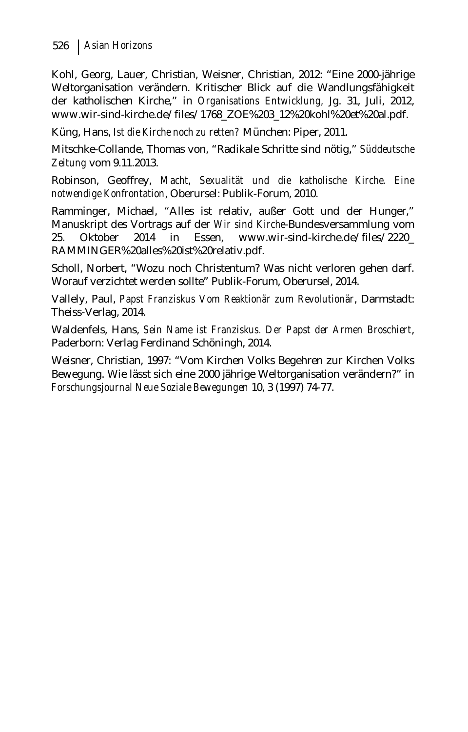Kohl, Georg, Lauer, Christian, Weisner, Christian, 2012: "Eine 2000-jährige Weltorganisation verändern. Kritischer Blick auf die Wandlungsfähigkeit der katholischen Kirche," in *Organisations Entwicklung,* Jg. 31, Juli, 2012, www.wir-sind-kirche.de/files/1768_ZOE%203_12%20kohl%20et%20al.pdf.

Küng, Hans, *Ist die Kirche noch zu retten?* München: Piper, 2011.

Mitschke-Collande, Thomas von, "Radikale Schritte sind nötig," *Süddeutsche Zeitung* vom 9.11.2013.

Robinson, Geoffrey, *Macht, Sexualität und die katholische Kirche. Eine notwendige Konfrontation*, Oberursel: Publik-Forum, 2010.

Ramminger, Michael, "Alles ist relativ, außer Gott und der Hunger," Manuskript des Vortrags auf der *Wir sind Kirche*-Bundesversammlung vom 25. Oktober 2014 in Essen, www.wir-sind-kirche.de/files/2220_RAMMINGER%20alles%20ist%20relativ.pdf.

Scholl, Norbert, "Wozu noch Christentum? Was nicht verloren gehen darf. Worauf verzichtet werden sollte" Publik-Forum, Oberursel, 2014.

Vallely, Paul, *Papst Franziskus Vom Reaktionär zum Revolutionär*, Darmstadt: Theiss-Verlag, 2014.

Waldenfels, Hans, *Sein Name ist Franziskus. Der Papst der Armen Broschiert*, Paderborn: Verlag Ferdinand Schöningh, 2014.

Weisner, Christian, 1997: "Vom Kirchen Volks Begehren zur Kirchen Volks Bewegung. Wie lässt sich eine 2000 jährige Weltorganisation verändern?" in *Forschungsjournal Neue Soziale Bewegungen* 10, 3 (1997) 74-77.